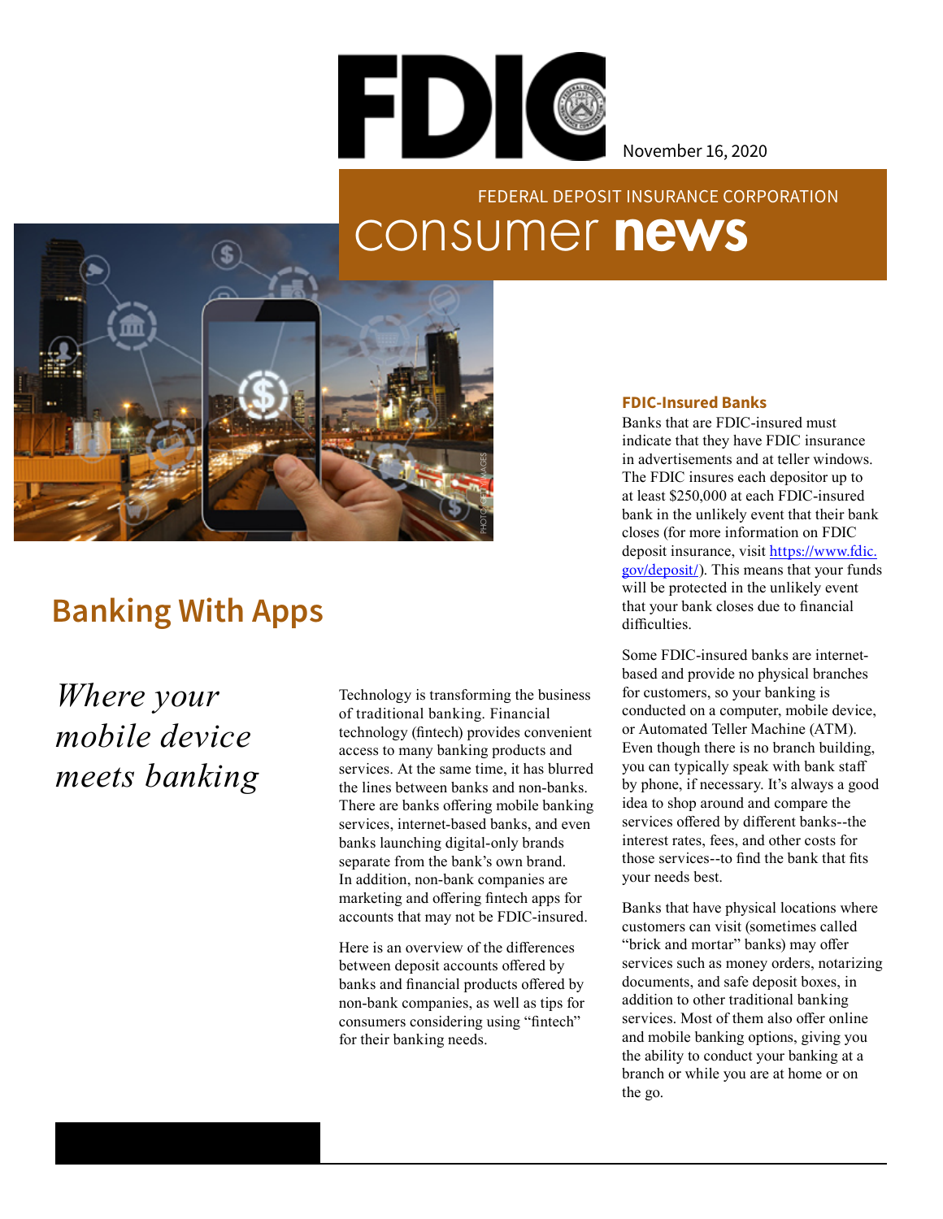FDIC

November 16, 2020

FEDERAL DEPOSIT INSURANCE CORPORATION

consumer **news**

# Banking With Apps

*Where your mobile device meets banking*

Technology is transforming the business of traditional banking. Financial technology (fintech) provides convenient access to many banking products and services. At the same time, it has blurred the lines between banks and non-banks. There are banks offering mobile banking services, internet-based banks, and even banks launching digital-only brands separate from the bank's own brand. In addition, non-bank companies are marketing and offering fintech apps for accounts that may not be FDIC-insured.

Here is an overview of the differences between deposit accounts offered by banks and financial products offered by non-bank companies, as well as tips for consumers considering using "fintech" for their banking needs.

### FDIC-Insured Banks

Banks that are FDIC-insured must indicate that they have FDIC insurance in advertisements and at teller windows. The FDIC insures each depositor up to at least $250,000 at each FDIC-insured bank in the unlikely event that their bank closes (for more information on FDIC deposit insurance, visit https://www.fdic.gov/deposit/). This means that your funds will be protected in the unlikely event that your bank closes due to financial difficulties.

Some FDIC-insured banks are internet-based and provide no physical branches for customers, so your banking is conducted on a computer, mobile device, or Automated Teller Machine (ATM). Even though there is no branch building, you can typically speak with bank staff by phone, if necessary. It's always a good idea to shop around and compare the services offered by different banks--the interest rates, fees, and other costs for those services--to find the bank that fits your needs best.

Banks that have physical locations where customers can visit (sometimes called "brick and mortar" banks) may offer services such as money orders, notarizing documents, and safe deposit boxes, in addition to other traditional banking services. Most of them also offer online and mobile banking options, giving you the ability to conduct your banking at a branch or while you are at home or on the go.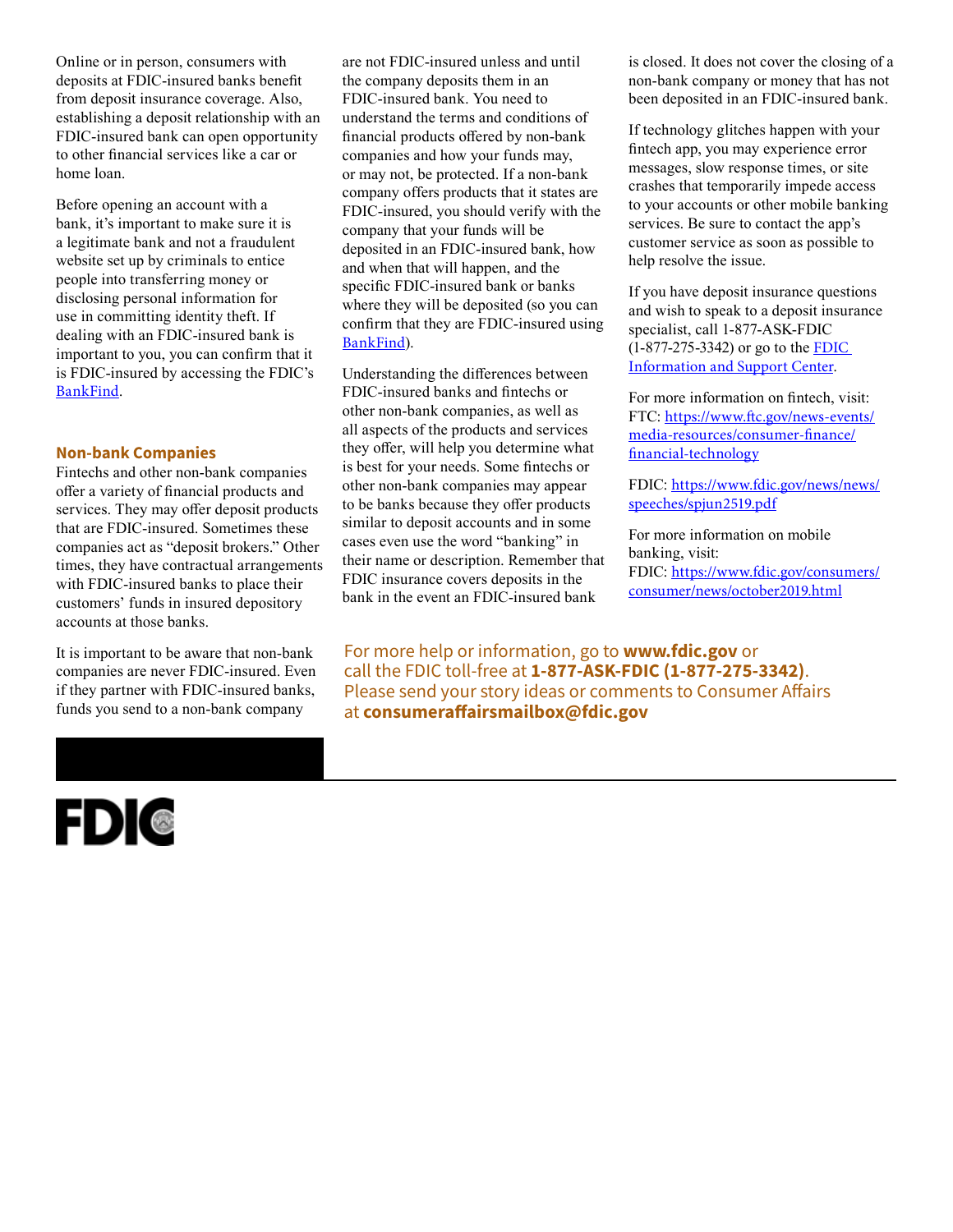Online or in person, consumers with deposits at FDIC-insured banks benefit from deposit insurance coverage. Also, establishing a deposit relationship with an FDIC-insured bank can open opportunity to other financial services like a car or home loan.

Before opening an account with a bank, it's important to make sure it is a legitimate bank and not a fraudulent website set up by criminals to entice people into transferring money or disclosing personal information for use in committing identity theft. If dealing with an FDIC-insured bank is important to you, you can confirm that it is FDIC-insured by accessing the FDIC's BankFind.

## Non-bank Companies

Fintechs and other non-bank companies offer a variety of financial products and services. They may offer deposit products that are FDIC-insured. Sometimes these companies act as "deposit brokers." Other times, they have contractual arrangements with FDIC-insured banks to place their customers' funds in insured depository accounts at those banks.

It is important to be aware that non-bank companies are never FDIC-insured. Even if they partner with FDIC-insured banks, funds you send to a non-bank company are not FDIC-insured unless and until the company deposits them in an FDIC-insured bank. You need to understand the terms and conditions of financial products offered by non-bank companies and how your funds may, or may not, be protected. If a non-bank company offers products that it states are FDIC-insured, you should verify with the company that your funds will be deposited in an FDIC-insured bank, how and when that will happen, and the specific FDIC-insured bank or banks where they will be deposited (so you can confirm that they are FDIC-insured using BankFind).

Understanding the differences between FDIC-insured banks and fintechs or other non-bank companies, as well as all aspects of the products and services they offer, will help you determine what is best for your needs. Some fintechs or other non-bank companies may appear to be banks because they offer products similar to deposit accounts and in some cases even use the word "banking" in their name or description. Remember that FDIC insurance covers deposits in the bank in the event an FDIC-insured bank is closed. It does not cover the closing of a non-bank company or money that has not been deposited in an FDIC-insured bank.

If technology glitches happen with your fintech app, you may experience error messages, slow response times, or site crashes that temporarily impede access to your accounts or other mobile banking services. Be sure to contact the app's customer service as soon as possible to help resolve the issue.

If you have deposit insurance questions and wish to speak to a deposit insurance specialist, call 1-877-ASK-FDIC (1-877-275-3342) or go to the FDIC Information and Support Center.

For more information on fintech, visit:
FTC: https://www.ftc.gov/news-events/media-resources/consumer-finance/financial-technology

FDIC: https://www.fdic.gov/news/news/speeches/spjun2519.pdf

For more information on mobile banking, visit:
FDIC: https://www.fdic.gov/consumers/consumer/news/october2019.html

For more help or information, go to **www.fdic.gov** or call the FDIC toll-free at **1-877-ASK-FDIC (1-877-275-3342)**. Please send your story ideas or comments to Consumer Affairs at **consumeraffairsmailbox@fdic.gov**

FDIC